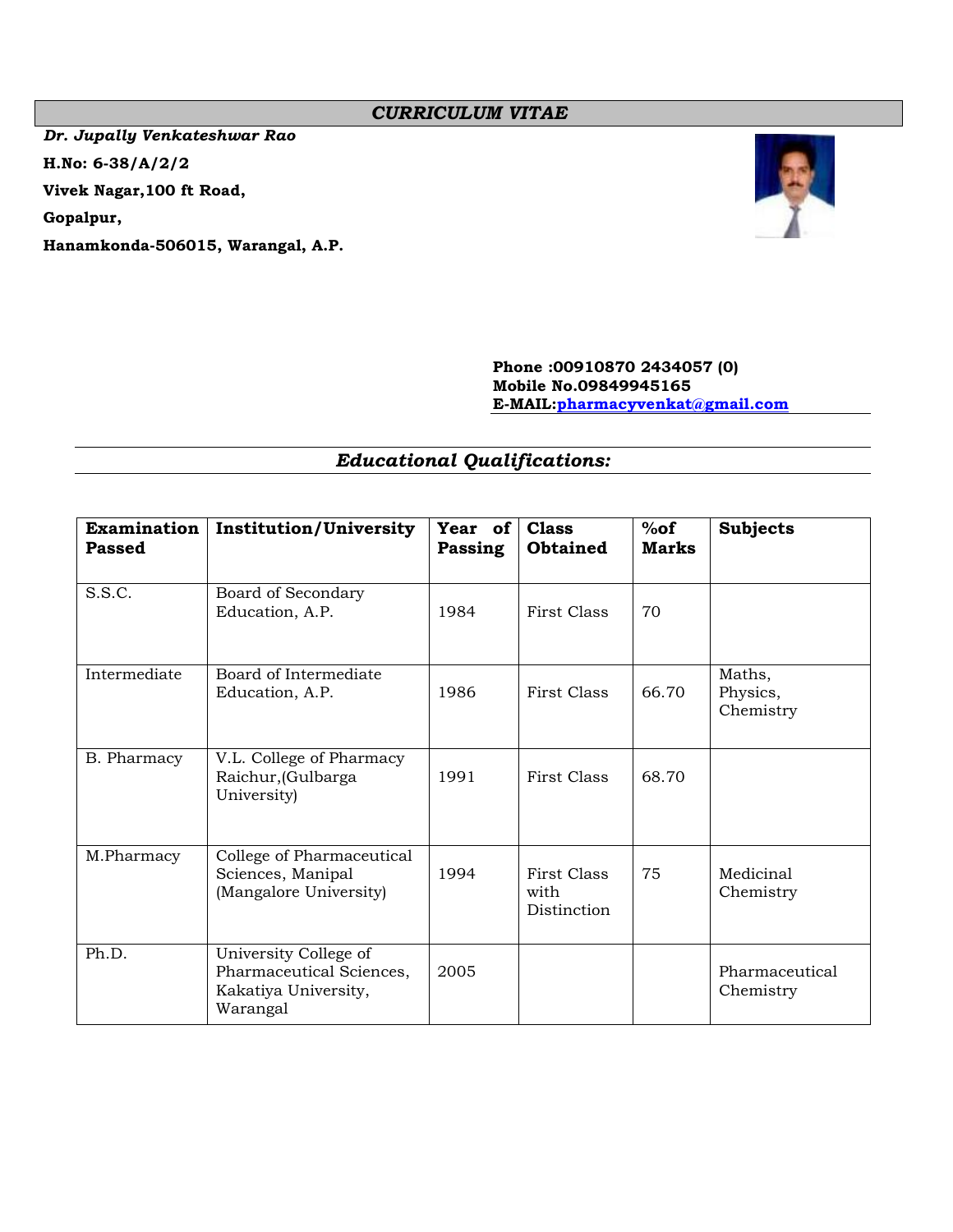# *CURRICULUM VITAE*

***Dr. Jupally Venkateshwar Rao***

**H.No: 6-38/A/2/2**

**Vivek Nagar,100 ft Road,**

**Gopalpur,**

**Hanamkonda-506015, Warangal, A.P.**

**Phone :00910870 2434057 (0)**
**Mobile No.09849945165**
**E-MAIL:pharmacyvenkat@gmail.com**

## *Educational Qualifications:*

| Examination Passed | Institution/University | Year of Passing | Class Obtained | %of Marks | Subjects |
|---|---|---|---|---|---|
| S.S.C. | Board of Secondary Education, A.P. | 1984 | First Class | 70 | |
| Intermediate | Board of Intermediate Education, A.P. | 1986 | First Class | 66.70 | Maths, Physics, Chemistry |
| B. Pharmacy | V.L. College of Pharmacy Raichur,(Gulbarga University) | 1991 | First Class | 68.70 | |
| M.Pharmacy | College of Pharmaceutical Sciences, Manipal (Mangalore University) | 1994 | First Class with Distinction | 75 | Medicinal Chemistry |
| Ph.D. | University College of Pharmaceutical Sciences, Kakatiya University, Warangal | 2005 | | | Pharmaceutical Chemistry |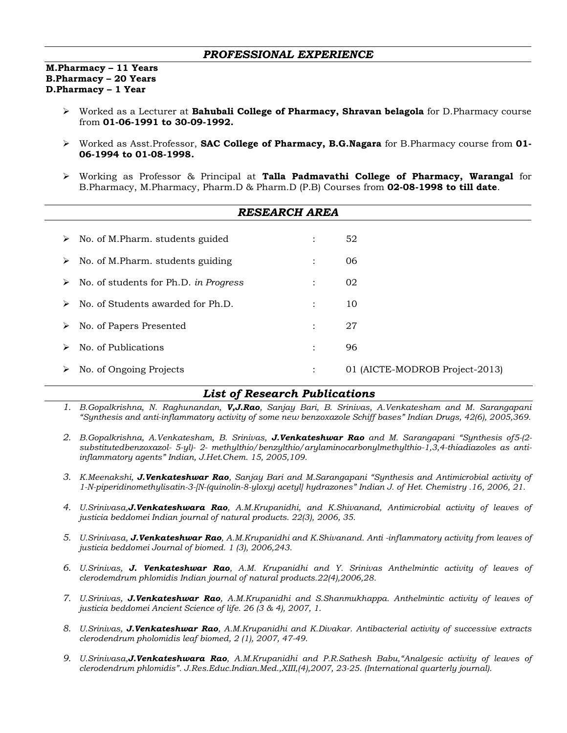## *PROFESSIONAL EXPERIENCE*

**M.Pharmacy – 11 Years**
**B.Pharmacy – 20 Years**
**D.Pharmacy – 1 Year**

- Worked as a Lecturer at **Bahubali College of Pharmacy, Shravan belagola** for D.Pharmacy course from **01-06-1991 to 30-09-1992.**
- Worked as Asst.Professor, **SAC College of Pharmacy, B.G.Nagara** for B.Pharmacy course from **01-06-1994 to 01-08-1998.**
- Working as Professor & Principal at **Talla Padmavathi College of Pharmacy, Warangal** for B.Pharmacy, M.Pharmacy, Pharm.D & Pharm.D (P.B) Courses from **02-08-1998 to till date**.

## *RESEARCH AREA*

- No. of M.Pharm. students guided : 52
- No. of M.Pharm. students guiding : 06
- No. of students for Ph.D. *in Progress* : 02
- No. of Students awarded for Ph.D. : 10
- No. of Papers Presented : 27
- No. of Publications : 96
- No. of Ongoing Projects : 01 (AICTE-MODROB Project-2013)

## *List of Research Publications*

1. *B.Gopalkrishna, N. Raghunandan, **V,J.Rao**, Sanjay Bari, B. Srinivas, A.Venkatesham and M. Sarangapani "Synthesis and anti-inflammatory activity of some new benzoxazole Schiff bases" Indian Drugs, 42(6), 2005,369.*
2. *B.Gopalkrishna, A.Venkatesham, B. Srinivas, **J.Venkateshwar Rao** and M. Sarangapani "Synthesis of5-(2-substitutedbenzoxazol- 5-yl)- 2- methylthio/benzylthio/arylaminocarbonylmethylthio-1,3,4-thiadiazoles as anti-inflammatory agents" Indian, J.Het.Chem. 15, 2005,109.*
3. *K.Meenakshi, **J.Venkateshwar Rao**, Sanjay Bari and M.Sarangapani "Synthesis and Antimicrobial activity of 1-N-piperidinomethylisatin-3-[N-(quinolin-8-yloxy) acetyl] hydrazones" Indian J. of Het. Chemistry .16, 2006, 21.*
4. *U.Srinivasa,**J.Venkateshwara Rao**, A.M.Krupanidhi, and K.Shivanand, Antimicrobial activity of leaves of justicia beddomei Indian journal of natural products. 22(3), 2006, 35.*
5. *U.Srinivasa, **J.Venkateshwar Rao**, A.M.Krupanidhi and K.Shivanand. Anti -inflammatory activity from leaves of justicia beddomei Journal of biomed. 1 (3), 2006,243.*
6. *U.Srinivas, **J. Venkateshwar Rao**, A.M. Krupanidhi and Y. Srinivas Anthelmintic activity of leaves of clerodemdrum phlomidis Indian journal of natural products.22(4),2006,28.*
7. *U.Srinivas, **J.Venkateshwar Rao**, A.M.Krupanidhi and S.Shanmukhappa. Anthelmintic activity of leaves of justicia beddomei Ancient Science of life. 26 (3 & 4), 2007, 1.*
8. *U.Srinivas, **J.Venkateshwar Rao**, A.M.Krupanidhi and K.Divakar. Antibacterial activity of successive extracts clerodendrum pholomidis leaf biomed, 2 (1), 2007, 47-49.*
9. *U.Srinivasa,**J.Venkateshwara Rao**, A.M.Krupanidhi and P.R.Sathesh Babu,"Analgesic activity of leaves of clerodendrum phlomidis". J.Res.Educ.Indian.Med.,XIII,(4),2007, 23-25. (International quarterly journal).*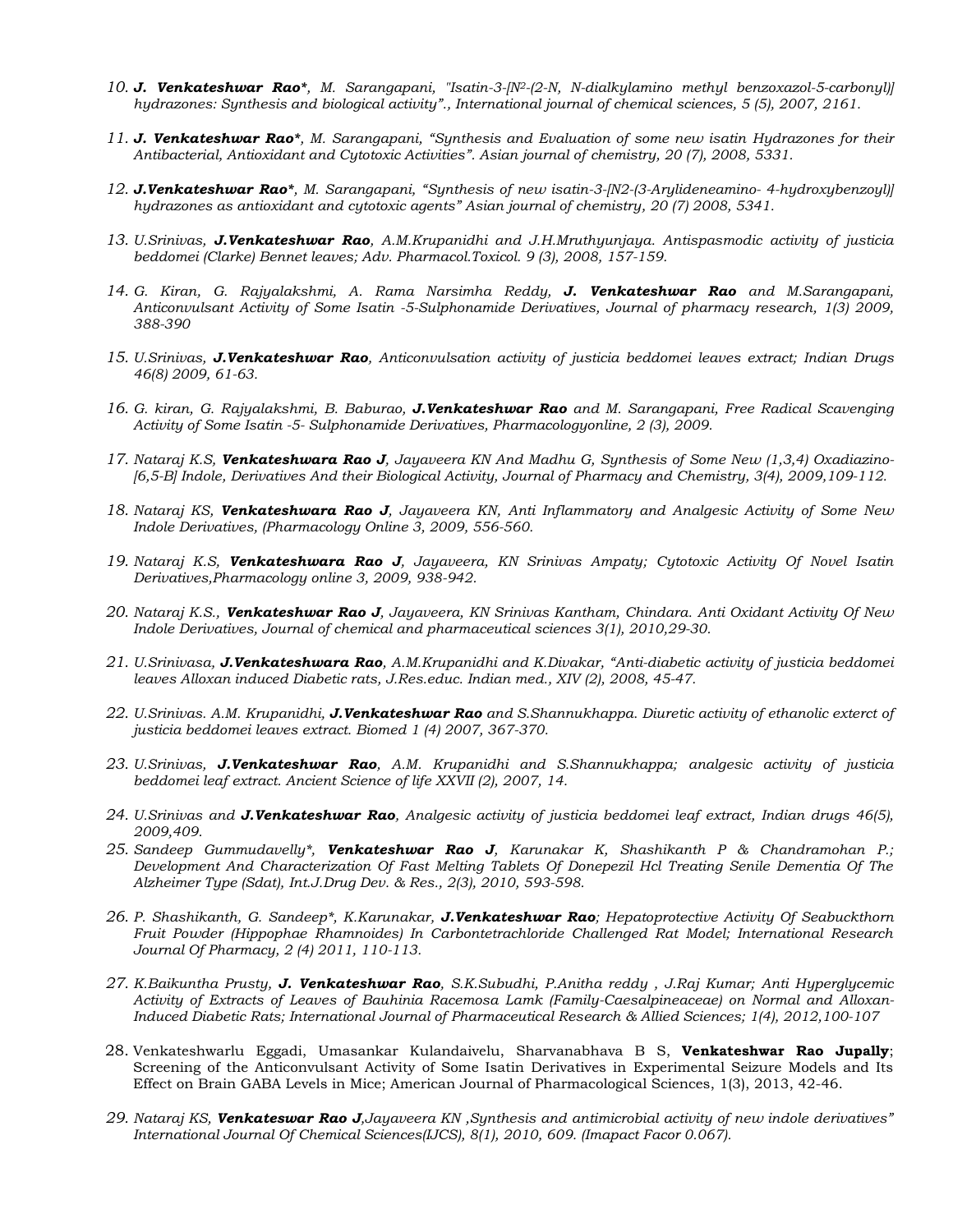10. ***J. Venkateshwar Rao\****, *M. Sarangapani, "Isatin-3-[N$^2$-(2-N, N-dialkylamino methyl benzoxazol-5-carbonyl)] hydrazones: Synthesis and biological activity"., International journal of chemical sciences, 5 (5), 2007, 2161.*

11. ***J. Venkateshwar Rao\****, *M. Sarangapani, "Synthesis and Evaluation of some new isatin Hydrazones for their Antibacterial, Antioxidant and Cytotoxic Activities". Asian journal of chemistry, 20 (7), 2008, 5331.*

12. ***J.Venkateshwar Rao\****, *M. Sarangapani, "Synthesis of new isatin-3-[N2-(3-Arylideneamino- 4-hydroxybenzoyl)] hydrazones as antioxidant and cytotoxic agents" Asian journal of chemistry, 20 (7) 2008, 5341.*

13. *U.Srinivas,* ***J.Venkateshwar Rao****, A.M.Krupanidhi and J.H.Mruthyunjaya. Antispasmodic activity of justicia beddomei (Clarke) Bennet leaves; Adv. Pharmacol.Toxicol. 9 (3), 2008, 157-159.*

14. *G. Kiran, G. Rajyalakshmi, A. Rama Narsimha Reddy,* ***J. Venkateshwar Rao*** *and M.Sarangapani, Anticonvulsant Activity of Some Isatin -5-Sulphonamide Derivatives, Journal of pharmacy research, 1(3) 2009, 388-390*

15. *U.Srinivas,* ***J.Venkateshwar Rao****, Anticonvulsation activity of justicia beddomei leaves extract; Indian Drugs 46(8) 2009, 61-63.*

16. *G. kiran, G. Rajyalakshmi, B. Baburao,* ***J.Venkateshwar Rao*** *and M. Sarangapani, Free Radical Scavenging Activity of Some Isatin -5- Sulphonamide Derivatives, Pharmacologyonline, 2 (3), 2009.*

17. *Nataraj K.S,* ***Venkateshwara Rao J****, Jayaveera KN And Madhu G, Synthesis of Some New (1,3,4) Oxadiazino-[6,5-B] Indole, Derivatives And their Biological Activity, Journal of Pharmacy and Chemistry, 3(4), 2009,109-112.*

18. *Nataraj KS,* ***Venkateshwara Rao J****, Jayaveera KN, Anti Inflammatory and Analgesic Activity of Some New Indole Derivatives, (Pharmacology Online 3, 2009, 556-560.*

19. *Nataraj K.S,* ***Venkateshwara Rao J****, Jayaveera, KN Srinivas Ampaty; Cytotoxic Activity Of Novel Isatin Derivatives,Pharmacology online 3, 2009, 938-942.*

20. *Nataraj K.S.,* ***Venkateshwar Rao J****, Jayaveera, KN Srinivas Kantham, Chindara. Anti Oxidant Activity Of New Indole Derivatives, Journal of chemical and pharmaceutical sciences 3(1), 2010,29-30.*

21. *U.Srinivasa,* ***J.Venkateshwara Rao****, A.M.Krupanidhi and K.Divakar, "Anti-diabetic activity of justicia beddomei leaves Alloxan induced Diabetic rats, J.Res.educ. Indian med., XIV (2), 2008, 45-47.*

22. *U.Srinivas. A.M. Krupanidhi,* ***J.Venkateshwar Rao*** *and S.Shannukhappa. Diuretic activity of ethanolic exterct of justicia beddomei leaves extract. Biomed 1 (4) 2007, 367-370.*

23. *U.Srinivas,* ***J.Venkateshwar Rao****, A.M. Krupanidhi and S.Shannukhappa; analgesic activity of justicia beddomei leaf extract. Ancient Science of life XXVII (2), 2007, 14.*

24. *U.Srinivas and* ***J.Venkateshwar Rao****, Analgesic activity of justicia beddomei leaf extract, Indian drugs 46(5), 2009,409.*

25. *Sandeep Gummudavelly\*,* ***Venkateshwar Rao J****, Karunakar K, Shashikanth P & Chandramohan P.; Development And Characterization Of Fast Melting Tablets Of Donepezil Hcl Treating Senile Dementia Of The Alzheimer Type (Sdat), Int.J.Drug Dev. & Res., 2(3), 2010, 593-598.*

26. *P. Shashikanth, G. Sandeep\*, K.Karunakar,* ***J.Venkateshwar Rao****; Hepatoprotective Activity Of Seabuckthorn Fruit Powder (Hippophae Rhamnoides) In Carbontetrachloride Challenged Rat Model; International Research Journal Of Pharmacy, 2 (4) 2011, 110-113.*

27. *K.Baikuntha Prusty,* ***J. Venkateshwar Rao****, S.K.Subudhi, P.Anitha reddy , J.Raj Kumar; Anti Hyperglycemic Activity of Extracts of Leaves of Bauhinia Racemosa Lamk (Family-Caesalpineaceae) on Normal and Alloxan-Induced Diabetic Rats; International Journal of Pharmaceutical Research & Allied Sciences; 1(4), 2012,100-107*

28. Venkateshwarlu Eggadi, Umasankar Kulandaivelu, Sharvanabhava B S, **Venkateshwar Rao Jupally**; Screening of the Anticonvulsant Activity of Some Isatin Derivatives in Experimental Seizure Models and Its Effect on Brain GABA Levels in Mice; American Journal of Pharmacological Sciences, 1(3), 2013, 42-46.

29. *Nataraj KS,* ***Venkateswar Rao J****,Jayaveera KN ,Synthesis and antimicrobial activity of new indole derivatives" International Journal Of Chemical Sciences(IJCS), 8(1), 2010, 609. (Imapact Facor 0.067).*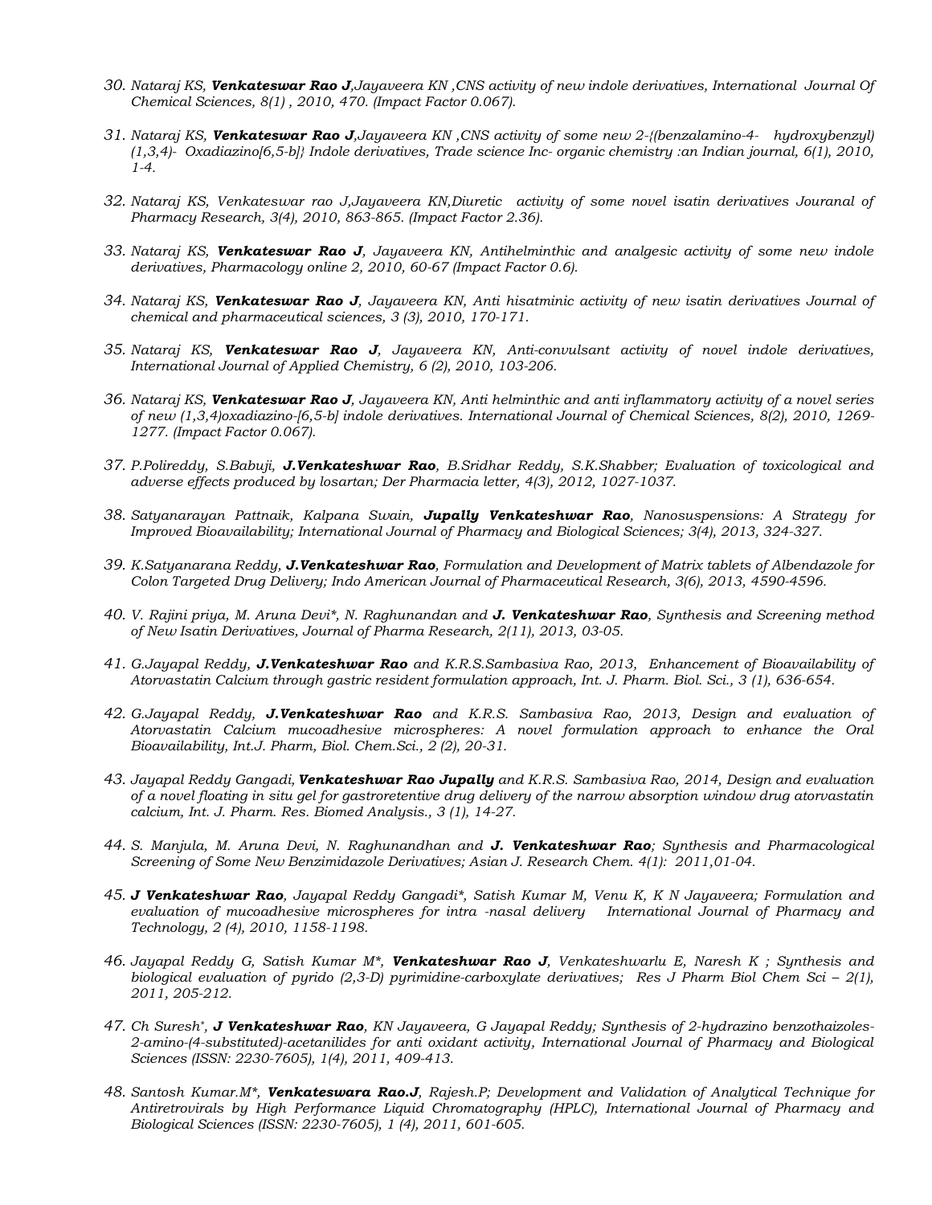30. *Nataraj KS, **Venkateswar Rao J**,Jayaveera KN ,CNS activity of new indole derivatives, International Journal Of Chemical Sciences, 8(1) , 2010, 470. (Impact Factor 0.067).*

31. *Nataraj KS, **Venkateswar Rao J**,Jayaveera KN ,CNS activity of some new 2-{(benzalamino-4- hydroxybenzyl) (1,3,4)- Oxadiazino[6,5-b]} Indole derivatives, Trade science Inc- organic chemistry :an Indian journal, 6(1), 2010, 1-4.*

32. *Nataraj KS, Venkateswar rao J,Jayaveera KN,Diuretic activity of some novel isatin derivatives Jouranal of Pharmacy Research, 3(4), 2010, 863-865. (Impact Factor 2.36).*

33. *Nataraj KS, **Venkateswar Rao J**, Jayaveera KN, Antihelminthic and analgesic activity of some new indole derivatives, Pharmacology online 2, 2010, 60-67 (Impact Factor 0.6).*

34. *Nataraj KS, **Venkateswar Rao J**, Jayaveera KN, Anti hisatminic activity of new isatin derivatives Journal of chemical and pharmaceutical sciences, 3 (3), 2010, 170-171.*

35. *Nataraj KS, **Venkateswar Rao J**, Jayaveera KN, Anti-convulsant activity of novel indole derivatives, International Journal of Applied Chemistry, 6 (2), 2010, 103-206.*

36. *Nataraj KS, **Venkateswar Rao J**, Jayaveera KN, Anti helminthic and anti inflammatory activity of a novel series of new (1,3,4)oxadiazino-[6,5-b] indole derivatives. International Journal of Chemical Sciences, 8(2), 2010, 1269-1277. (Impact Factor 0.067).*

37. *P.Polireddy, S.Babuji, **J.Venkateshwar Rao**, B.Sridhar Reddy, S.K.Shabber; Evaluation of toxicological and adverse effects produced by losartan; Der Pharmacia letter, 4(3), 2012, 1027-1037.*

38. *Satyanarayan Pattnaik, Kalpana Swain, **Jupally Venkateshwar Rao**, Nanosuspensions: A Strategy for Improved Bioavailability; International Journal of Pharmacy and Biological Sciences; 3(4), 2013, 324-327.*

39. *K.Satyanarana Reddy, **J.Venkateshwar Rao**, Formulation and Development of Matrix tablets of Albendazole for Colon Targeted Drug Delivery; Indo American Journal of Pharmaceutical Research, 3(6), 2013, 4590-4596.*

40. *V. Rajini priya, M. Aruna Devi*, N. Raghunandan and **J. Venkateshwar Rao**, Synthesis and Screening method of New Isatin Derivatives, Journal of Pharma Research, 2(11), 2013, 03-05.*

41. *G.Jayapal Reddy, **J.Venkateshwar Rao** and K.R.S.Sambasiva Rao, 2013, Enhancement of Bioavailability of Atorvastatin Calcium through gastric resident formulation approach, Int. J. Pharm. Biol. Sci., 3 (1), 636-654.*

42. *G.Jayapal Reddy, **J.Venkateshwar Rao** and K.R.S. Sambasiva Rao, 2013, Design and evaluation of Atorvastatin Calcium mucoadhesive microspheres: A novel formulation approach to enhance the Oral Bioavailability, Int.J. Pharm, Biol. Chem.Sci., 2 (2), 20-31.*

43. *Jayapal Reddy Gangadi, **Venkateshwar Rao Jupally** and K.R.S. Sambasiva Rao, 2014, Design and evaluation of a novel floating in situ gel for gastroretentive drug delivery of the narrow absorption window drug atorvastatin calcium, Int. J. Pharm. Res. Biomed Analysis., 3 (1), 14-27.*

44. *S. Manjula, M. Aruna Devi, N. Raghunandhan and **J. Venkateshwar Rao**; Synthesis and Pharmacological Screening of Some New Benzimidazole Derivatives; Asian J. Research Chem. 4(1): 2011,01-04.*

45. ***J Venkateshwar Rao**, Jayapal Reddy Gangadi*, Satish Kumar M, Venu K, K N Jayaveera; Formulation and evaluation of mucoadhesive microspheres for intra -nasal delivery International Journal of Pharmacy and Technology, 2 (4), 2010, 1158-1198.*

46. *Jayapal Reddy G, Satish Kumar M*, **Venkateshwar Rao J**, Venkateshwarlu E, Naresh K ; Synthesis and biological evaluation of pyrido (2,3-D) pyrimidine-carboxylate derivatives; Res J Pharm Biol Chem Sci – 2(1), 2011, 205-212.*

47. *Ch Suresh*, **J Venkateshwar Rao**, KN Jayaveera, G Jayapal Reddy; Synthesis of 2-hydrazino benzothaizoles-2-amino-(4-substituted)-acetanilides for anti oxidant activity, International Journal of Pharmacy and Biological Sciences (ISSN: 2230-7605), 1(4), 2011, 409-413.*

48. *Santosh Kumar.M*, **Venkateswara Rao.J**, Rajesh.P; Development and Validation of Analytical Technique for Antiretrovirals by High Performance Liquid Chromatography (HPLC), International Journal of Pharmacy and Biological Sciences (ISSN: 2230-7605), 1 (4), 2011, 601-605.*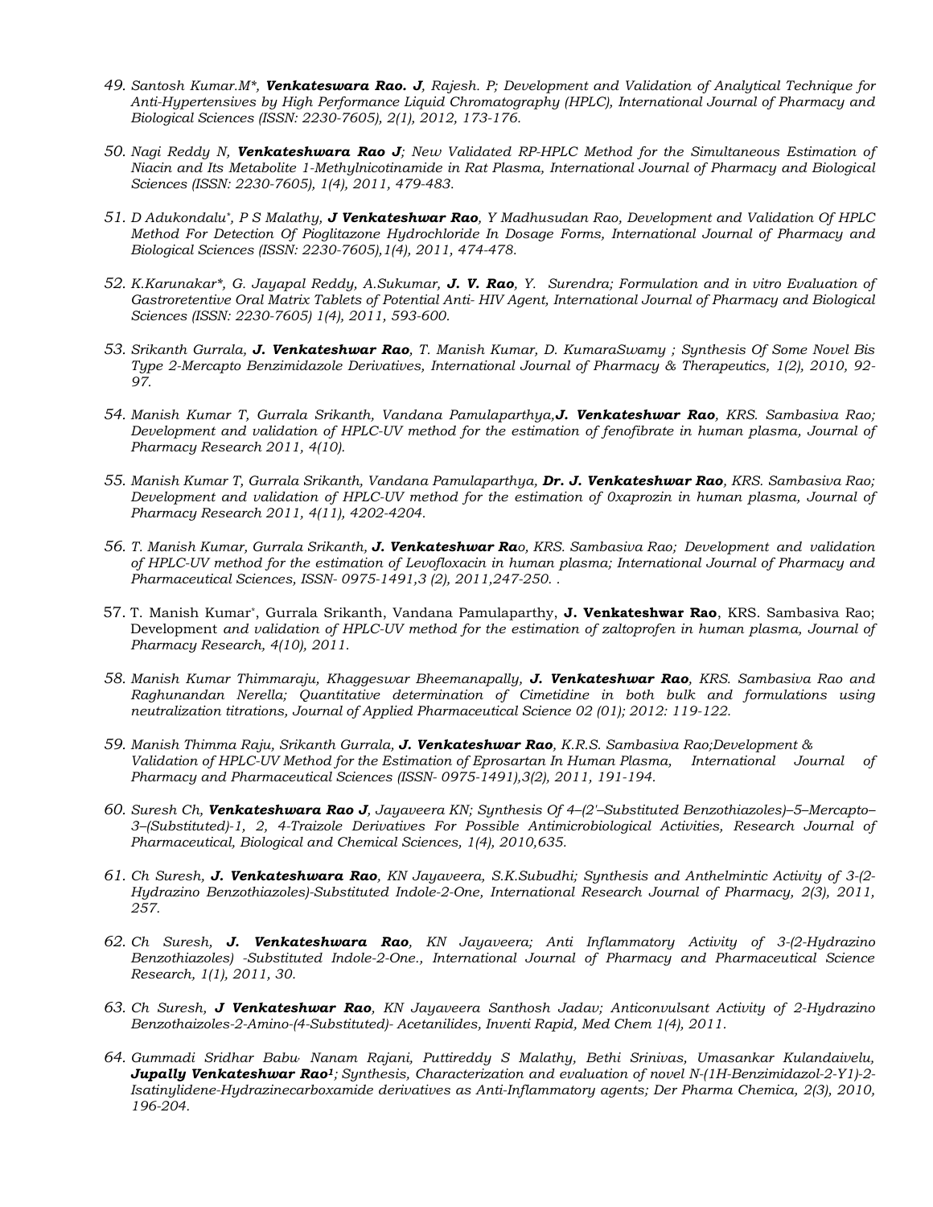49. *Santosh Kumar.M*, **Venkateswara Rao. J**, Rajesh. P; Development and Validation of Analytical Technique for Anti-Hypertensives by High Performance Liquid Chromatography (HPLC), International Journal of Pharmacy and Biological Sciences (ISSN: 2230-7605), 2(1), 2012, 173-176.*

50. *Nagi Reddy N, **Venkateshwara Rao J**; New Validated RP-HPLC Method for the Simultaneous Estimation of Niacin and Its Metabolite 1-Methylnicotinamide in Rat Plasma, International Journal of Pharmacy and Biological Sciences (ISSN: 2230-7605), 1(4), 2011, 479-483.*

51. *D Adukondalu*, P S Malathy, **J Venkateshwar Rao**, Y Madhusudan Rao, Development and Validation Of HPLC Method For Detection Of Pioglitazone Hydrochloride In Dosage Forms, International Journal of Pharmacy and Biological Sciences (ISSN: 2230-7605),1(4), 2011, 474-478.*

52. *K.Karunakar*, G. Jayapal Reddy, A.Sukumar, **J. V. Rao**, Y. Surendra; Formulation and in vitro Evaluation of Gastroretentive Oral Matrix Tablets of Potential Anti- HIV Agent, International Journal of Pharmacy and Biological Sciences (ISSN: 2230-7605) 1(4), 2011, 593-600.*

53. *Srikanth Gurrala, **J. Venkateshwar Rao**, T. Manish Kumar, D. KumaraSwamy ; Synthesis Of Some Novel Bis Type 2-Mercapto Benzimidazole Derivatives, International Journal of Pharmacy & Therapeutics, 1(2), 2010, 92-97.*

54. *Manish Kumar T, Gurrala Srikanth, Vandana Pamulaparthya,**J. Venkateshwar Rao**, KRS. Sambasiva Rao; Development and validation of HPLC-UV method for the estimation of fenofibrate in human plasma, Journal of Pharmacy Research 2011, 4(10).*

55. *Manish Kumar T, Gurrala Srikanth, Vandana Pamulaparthya, **Dr. J. Venkateshwar Rao**, KRS. Sambasiva Rao; Development and validation of HPLC-UV method for the estimation of 0xaprozin in human plasma, Journal of Pharmacy Research 2011, 4(11), 4202-4204.*

56. *T. Manish Kumar, Gurrala Srikanth, **J. Venkateshwar Ra**o, KRS. Sambasiva Rao; Development and validation of HPLC-UV method for the estimation of Levofloxacin in human plasma; International Journal of Pharmacy and Pharmaceutical Sciences, ISSN- 0975-1491,3 (2), 2011,247-250. .*

57. T. Manish Kumar*, Gurrala Srikanth, Vandana Pamulaparthy, **J. Venkateshwar Rao**, KRS. Sambasiva Rao; Development *and validation of HPLC-UV method for the estimation of zaltoprofen in human plasma, Journal of Pharmacy Research, 4(10), 2011.*

58. *Manish Kumar Thimmaraju, Khaggeswar Bheemanapally, **J. Venkateshwar Rao**, KRS. Sambasiva Rao and Raghunandan Nerella; Quantitative determination of Cimetidine in both bulk and formulations using neutralization titrations, Journal of Applied Pharmaceutical Science 02 (01); 2012: 119-122.*

59. *Manish Thimma Raju, Srikanth Gurrala, **J. Venkateshwar Rao**, K.R.S. Sambasiva Rao;Development & Validation of HPLC-UV Method for the Estimation of Eprosartan In Human Plasma, International Journal of Pharmacy and Pharmaceutical Sciences (ISSN- 0975-1491),3(2), 2011, 191-194.*

60. *Suresh Ch, **Venkateshwara Rao J**, Jayaveera KN; Synthesis Of 4–(2'–Substituted Benzothiazoles)–5–Mercapto–3–(Substituted)-1, 2, 4-Traizole Derivatives For Possible Antimicrobiological Activities, Research Journal of Pharmaceutical, Biological and Chemical Sciences, 1(4), 2010,635.*

61. *Ch Suresh, **J. Venkateshwara Rao**, KN Jayaveera, S.K.Subudhi; Synthesis and Anthelmintic Activity of 3-(2-Hydrazino Benzothiazoles)-Substituted Indole-2-One, International Research Journal of Pharmacy, 2(3), 2011, 257.*

62. *Ch Suresh, **J. Venkateshwara Rao**, KN Jayaveera; Anti Inflammatory Activity of 3-(2-Hydrazino Benzothiazoles) -Substituted Indole-2-One., International Journal of Pharmacy and Pharmaceutical Science Research, 1(1), 2011, 30.*

63. *Ch Suresh, **J Venkateshwar Rao**, KN Jayaveera Santhosh Jadav; Anticonvulsant Activity of 2-Hydrazino Benzothaizoles-2-Amino-(4-Substituted)- Acetanilides, Inventi Rapid, Med Chem 1(4), 2011.*

64. *Gummadi Sridhar Babu, Nanam Rajani, Puttireddy S Malathy, Bethi Srinivas, Umasankar Kulandaivelu, **Jupally Venkateshwar Rao**[1]; Synthesis, Characterization and evaluation of novel N-(1H-Benzimidazol-2-Y1)-2-Isatinylidene-Hydrazinecarboxamide derivatives as Anti-Inflammatory agents; Der Pharma Chemica, 2(3), 2010, 196-204.*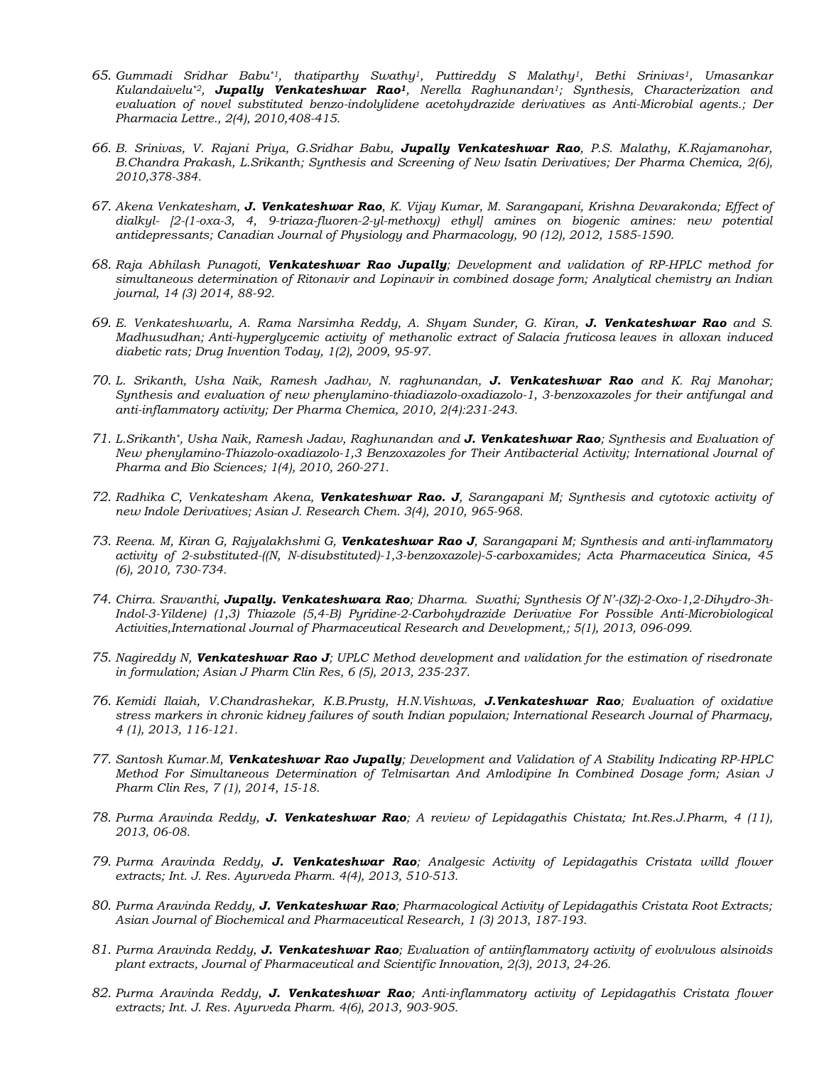65. *Gummadi Sridhar Babu*[*1], *thatiparthy Swathy*[1], *Puttireddy S Malathy*[1], *Bethi Srinivas*[1], *Umasankar Kulandaivelu*[*2], ***Jupally Venkateshwar Rao***[1], *Nerella Raghunandan*[1]; *Synthesis, Characterization and evaluation of novel substituted benzo-indolylidene acetohydrazide derivatives as Anti-Microbial agents.; Der Pharmacia Lettre., 2(4), 2010,408-415.*

66. *B. Srinivas, V. Rajani Priya, G.Sridhar Babu, **Jupally Venkateshwar Rao**, P.S. Malathy, K.Rajamanohar, B.Chandra Prakash, L.Srikanth; Synthesis and Screening of New Isatin Derivatives; Der Pharma Chemica, 2(6), 2010,378-384.*

67. *Akena Venkatesham, **J. Venkateshwar Rao**, K. Vijay Kumar, M. Sarangapani, Krishna Devarakonda; Effect of dialkyl- [2-(1-oxa-3, 4, 9-triaza-fluoren-2-yl-methoxy) ethyl] amines on biogenic amines: new potential antidepressants; Canadian Journal of Physiology and Pharmacology, 90 (12), 2012, 1585-1590.*

68. *Raja Abhilash Punagoti, **Venkateshwar Rao Jupally**; Development and validation of RP-HPLC method for simultaneous determination of Ritonavir and Lopinavir in combined dosage form; Analytical chemistry an Indian journal, 14 (3) 2014, 88-92.*

69. *E. Venkateshwarlu, A. Rama Narsimha Reddy, A. Shyam Sunder, G. Kiran, **J. Venkateshwar Rao** and S. Madhusudhan; Anti-hyperglycemic activity of methanolic extract of Salacia fruticosa leaves in alloxan induced diabetic rats; Drug Invention Today, 1(2), 2009, 95-97.*

70. *L. Srikanth, Usha Naik, Ramesh Jadhav, N. raghunandan, **J. Venkateshwar Rao** and K. Raj Manohar; Synthesis and evaluation of new phenylamino-thiadiazolo-oxadiazolo-1, 3-benzoxazoles for their antifungal and anti-inflammatory activity; Der Pharma Chemica, 2010, 2(4):231-243.*

71. *L.Srikanth*, Usha Naik, Ramesh Jadav, Raghunandan and **J. Venkateshwar Rao**; Synthesis and Evaluation of New phenylamino-Thiazolo-oxadiazolo-1,3 Benzoxazoles for Their Antibacterial Activity; International Journal of Pharma and Bio Sciences; 1(4), 2010, 260-271.*

72. *Radhika C, Venkatesham Akena, **Venkateshwar Rao. J**, Sarangapani M; Synthesis and cytotoxic activity of new Indole Derivatives; Asian J. Research Chem. 3(4), 2010, 965-968.*

73. *Reena. M, Kiran G, Rajyalakhshmi G, **Venkateshwar Rao J**, Sarangapani M; Synthesis and anti-inflammatory activity of 2-substituted-((N, N-disubstituted)-1,3-benzoxazole)-5-carboxamides; Acta Pharmaceutica Sinica, 45 (6), 2010, 730-734.*

74. *Chirra. Sravanthi, **Jupally. Venkateshwara Rao**; Dharma. Swathi; Synthesis Of N'-(3Z)-2-Oxo-1,2-Dihydro-3h-Indol-3-Yildene) (1,3) Thiazole (5,4-B) Pyridine-2-Carbohydrazide Derivative For Possible Anti-Microbiological Activities,International Journal of Pharmaceutical Research and Development,; 5(1), 2013, 096-099.*

75. *Nagireddy N, **Venkateshwar Rao J**; UPLC Method development and validation for the estimation of risedronate in formulation; Asian J Pharm Clin Res, 6 (5), 2013, 235-237.*

76. *Kemidi Ilaiah, V.Chandrashekar, K.B.Prusty, H.N.Vishwas, **J.Venkateshwar Rao**; Evaluation of oxidative stress markers in chronic kidney failures of south Indian populaion; International Research Journal of Pharmacy, 4 (1), 2013, 116-121.*

77. *Santosh Kumar.M, **Venkateshwar Rao Jupally**; Development and Validation of A Stability Indicating RP-HPLC Method For Simultaneous Determination of Telmisartan And Amlodipine In Combined Dosage form; Asian J Pharm Clin Res, 7 (1), 2014, 15-18.*

78. *Purma Aravinda Reddy, **J. Venkateshwar Rao**; A review of Lepidagathis Chistata; Int.Res.J.Pharm, 4 (11), 2013, 06-08.*

79. *Purma Aravinda Reddy, **J. Venkateshwar Rao**; Analgesic Activity of Lepidagathis Cristata willd flower extracts; Int. J. Res. Ayurveda Pharm. 4(4), 2013, 510-513.*

80. *Purma Aravinda Reddy, **J. Venkateshwar Rao**; Pharmacological Activity of Lepidagathis Cristata Root Extracts; Asian Journal of Biochemical and Pharmaceutical Research, 1 (3) 2013, 187-193.*

81. *Purma Aravinda Reddy, **J. Venkateshwar Rao**; Evaluation of antiinflammatory activity of evolvulous alsinoids plant extracts, Journal of Pharmaceutical and Scientific Innovation, 2(3), 2013, 24-26.*

82. *Purma Aravinda Reddy, **J. Venkateshwar Rao**; Anti-inflammatory activity of Lepidagathis Cristata flower extracts; Int. J. Res. Ayurveda Pharm. 4(6), 2013, 903-905.*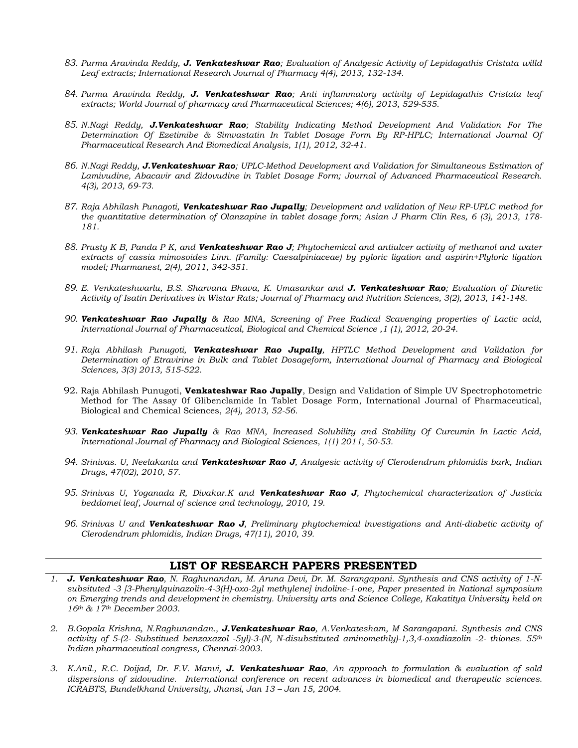83. *Purma Aravinda Reddy, **J. Venkateshwar Rao**; Evaluation of Analgesic Activity of Lepidagathis Cristata willd Leaf extracts; International Research Journal of Pharmacy 4(4), 2013, 132-134.*

84. *Purma Aravinda Reddy, **J. Venkateshwar Rao**; Anti inflammatory activity of Lepidagathis Cristata leaf extracts; World Journal of pharmacy and Pharmaceutical Sciences; 4(6), 2013, 529-535.*

85. *N.Nagi Reddy, **J.Venkateshwar Rao**; Stability Indicating Method Development And Validation For The Determination Of Ezetimibe & Simvastatin In Tablet Dosage Form By RP-HPLC; International Journal Of Pharmaceutical Research And Biomedical Analysis, 1(1), 2012, 32-41.*

86. *N.Nagi Reddy, **J.Venkateshwar Rao**; UPLC-Method Development and Validation for Simultaneous Estimation of Lamivudine, Abacavir and Zidovudine in Tablet Dosage Form; Journal of Advanced Pharmaceutical Research. 4(3), 2013, 69-73.*

87. *Raja Abhilash Punagoti, **Venkateshwar Rao Jupally**; Development and validation of New RP-UPLC method for the quantitative determination of Olanzapine in tablet dosage form; Asian J Pharm Clin Res, 6 (3), 2013, 178-181.*

88. *Prusty K B, Panda P K, and **Venkateshwar Rao J**; Phytochemical and antiulcer activity of methanol and water extracts of cassia mimosoides Linn. (Family: Caesalpiniaceae) by pyloric ligation and aspirin+Plyloric ligation model; Pharmanest, 2(4), 2011, 342-351.*

89. *E. Venkateshwarlu, B.S. Sharvana Bhava, K. Umasankar and **J. Venkateshwar Rao**; Evaluation of Diuretic Activity of Isatin Derivatives in Wistar Rats; Journal of Pharmacy and Nutrition Sciences, 3(2), 2013, 141-148.*

90. ***Venkateshwar Rao Jupally** & Rao MNA, Screening of Free Radical Scavenging properties of Lactic acid, International Journal of Pharmaceutical, Biological and Chemical Science ,1 (1), 2012, 20-24.*

91. *Raja Abhilash Punugoti, **Venkateshwar Rao Jupally**, HPTLC Method Development and Validation for Determination of Etravirine in Bulk and Tablet Dosageform, International Journal of Pharmacy and Biological Sciences, 3(3) 2013, 515-522.*

92. Raja Abhilash Punugoti, **Venkateshwar Rao Jupally**, Design and Validation of Simple UV Spectrophotometric Method for The Assay 0f Glibenclamide In Tablet Dosage Form, International Journal of Pharmaceutical, Biological and Chemical Sciences, *2(4), 2013, 52-56.*

93. ***Venkateshwar Rao Jupally** & Rao MNA, Increased Solubility and Stability Of Curcumin In Lactic Acid, International Journal of Pharmacy and Biological Sciences, 1(1) 2011, 50-53.*

94. *Srinivas. U, Neelakanta and **Venkateshwar Rao J**, Analgesic activity of Clerodendrum phlomidis bark, Indian Drugs, 47(02), 2010, 57.*

95. *Srinivas U, Yoganada R, Divakar.K and **Venkateshwar Rao J**, Phytochemical characterization of Justicia beddomei leaf, Journal of science and technology, 2010, 19.*

96. *Srinivas U and **Venkateshwar Rao J**, Preliminary phytochemical investigations and Anti-diabetic activity of Clerodendrum phlomidis, Indian Drugs, 47(11), 2010, 39.*

## LIST OF RESEARCH PAPERS PRESENTED

1. ***J. Venkateshwar Rao**, N. Raghunandan, M. Aruna Devi, Dr. M. Sarangapani. Synthesis and CNS activity of 1-N-subsituted -3 [3-Phenylquinazolin-4-3(H)-oxo-2yl methylene] indoline-1-one, Paper presented in National symposium on Emerging trends and development in chemistry. University arts and Science College, Kakatitya University held on 16th & 17th December 2003.*

2. *B.Gopala Krishna, N.Raghunandan., **J.Venkateshwar Rao**, A.Venkatesham, M Sarangapani. Synthesis and CNS activity of 5-(2- Substitued benzaxazol -5yl)-3-(N, N-disubstituted aminomethly)-1,3,4-oxadiazolin -2- thiones. 55th Indian pharmaceutical congress, Chennai-2003.*

3. *K.Anil., R.C. Doijad, Dr. F.V. Manvi, **J. Venkateshwar Rao**, An approach to formulation & evaluation of sold dispersions of zidovudine. International conference on recent advances in biomedical and therapeutic sciences. ICRABTS, Bundelkhand University, Jhansi, Jan 13 – Jan 15, 2004.*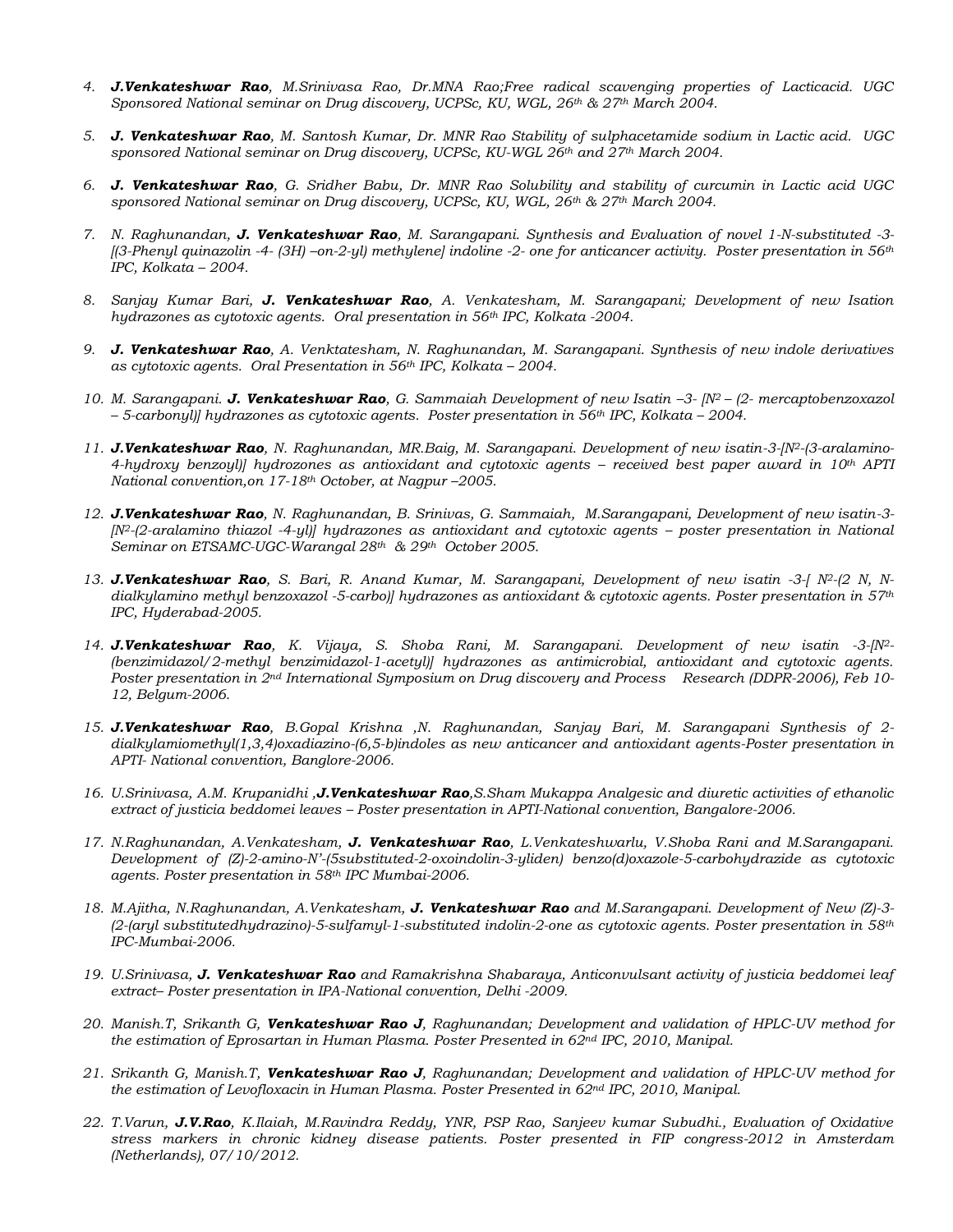4. ***J.Venkateshwar Rao**, M.Srinivasa Rao, Dr.MNA Rao;Free radical scavenging properties of Lacticacid. UGC Sponsored National seminar on Drug discovery, UCPSc, KU, WGL, 26th & 27th March 2004.*

5. ***J. Venkateshwar Rao**, M. Santosh Kumar, Dr. MNR Rao Stability of sulphacetamide sodium in Lactic acid. UGC sponsored National seminar on Drug discovery, UCPSc, KU-WGL 26th and 27th March 2004.*

6. ***J. Venkateshwar Rao**, G. Sridher Babu, Dr. MNR Rao Solubility and stability of curcumin in Lactic acid UGC sponsored National seminar on Drug discovery, UCPSc, KU, WGL, 26th & 27th March 2004.*

7. *N. Raghunandan, **J. Venkateshwar Rao**, M. Sarangapani. Synthesis and Evaluation of novel 1-N-substituted -3-[(3-Phenyl quinazolin -4- (3H) –on-2-yl) methylene] indoline -2- one for anticancer activity. Poster presentation in 56th IPC, Kolkata – 2004.*

8. *Sanjay Kumar Bari, **J. Venkateshwar Rao**, A. Venkatesham, M. Sarangapani; Development of new Isation hydrazones as cytotoxic agents. Oral presentation in 56th IPC, Kolkata -2004.*

9. ***J. Venkateshwar Rao**, A. Venktatesham, N. Raghunandan, M. Sarangapani. Synthesis of new indole derivatives as cytotoxic agents. Oral Presentation in 56th IPC, Kolkata – 2004.*

10. *M. Sarangapani. **J. Venkateshwar Rao**, G. Sammaiah Development of new Isatin –3- [N$^2$ – (2- mercaptobenzoxazol – 5-carbonyl)] hydrazones as cytotoxic agents. Poster presentation in 56th IPC, Kolkata – 2004.*

11. ***J.Venkateshwar Rao**, N. Raghunandan, MR.Baig, M. Sarangapani. Development of new isatin-3-[N$^2$-(3-aralamino-4-hydroxy benzoyl)] hydrozones as antioxidant and cytotoxic agents – received best paper award in 10th APTI National convention,on 17-18th October, at Nagpur –2005.*

12. ***J.Venkateshwar Rao**, N. Raghunandan, B. Srinivas, G. Sammaiah, M.Sarangapani, Development of new isatin-3-[N$^2$-(2-aralamino thiazol -4-yl)] hydrazones as antioxidant and cytotoxic agents – poster presentation in National Seminar on ETSAMC-UGC-Warangal 28th & 29th October 2005.*

13. ***J.Venkateshwar Rao**, S. Bari, R. Anand Kumar, M. Sarangapani, Development of new isatin -3-[ N$^2$-(2 N, N-dialkylamino methyl benzoxazol -5-carbo)] hydrazones as antioxidant & cytotoxic agents. Poster presentation in 57th IPC, Hyderabad-2005.*

14. ***J.Venkateshwar Rao**, K. Vijaya, S. Shoba Rani, M. Sarangapani. Development of new isatin -3-[N$^2$-(benzimidazol/2-methyl benzimidazol-1-acetyl)] hydrazones as antimicrobial, antioxidant and cytotoxic agents. Poster presentation in 2nd International Symposium on Drug discovery and Process Research (DDPR-2006), Feb 10-12, Belgum-2006.*

15. ***J.Venkateshwar Rao**, B.Gopal Krishna ,N. Raghunandan, Sanjay Bari, M. Sarangapani Synthesis of 2-dialkylamiomethyl(1,3,4)oxadiazino-(6,5-b)indoles as new anticancer and antioxidant agents-Poster presentation in APTI- National convention, Banglore-2006.*

16. *U.Srinivasa, A.M. Krupanidhi ,**J.Venkateshwar Rao**,S.Sham Mukappa Analgesic and diuretic activities of ethanolic extract of justicia beddomei leaves – Poster presentation in APTI-National convention, Bangalore-2006.*

17. *N.Raghunandan, A.Venkatesham, **J. Venkateshwar Rao**, L.Venkateshwarlu, V.Shoba Rani and M.Sarangapani. Development of (Z)-2-amino-N'-(5substituted-2-oxoindolin-3-yliden) benzo(d)oxazole-5-carbohydrazide as cytotoxic agents. Poster presentation in 58th IPC Mumbai-2006.*

18. *M.Ajitha, N.Raghunandan, A.Venkatesham, **J. Venkateshwar Rao** and M.Sarangapani. Development of New (Z)-3-(2-(aryl substitutedhydrazino)-5-sulfamyl-1-substituted indolin-2-one as cytotoxic agents. Poster presentation in 58th IPC-Mumbai-2006.*

19. *U.Srinivasa, **J. Venkateshwar Rao** and Ramakrishna Shabaraya, Anticonvulsant activity of justicia beddomei leaf extract– Poster presentation in IPA-National convention, Delhi -2009.*

20. *Manish.T, Srikanth G, **Venkateshwar Rao J**, Raghunandan; Development and validation of HPLC-UV method for the estimation of Eprosartan in Human Plasma. Poster Presented in 62nd IPC, 2010, Manipal.*

21. *Srikanth G, Manish.T, **Venkateshwar Rao J**, Raghunandan; Development and validation of HPLC-UV method for the estimation of Levofloxacin in Human Plasma. Poster Presented in 62nd IPC, 2010, Manipal.*

22. *T.Varun, **J.V.Rao**, K.Ilaiah, M.Ravindra Reddy, YNR, PSP Rao, Sanjeev kumar Subudhi., Evaluation of Oxidative stress markers in chronic kidney disease patients. Poster presented in FIP congress-2012 in Amsterdam (Netherlands), 07/10/2012.*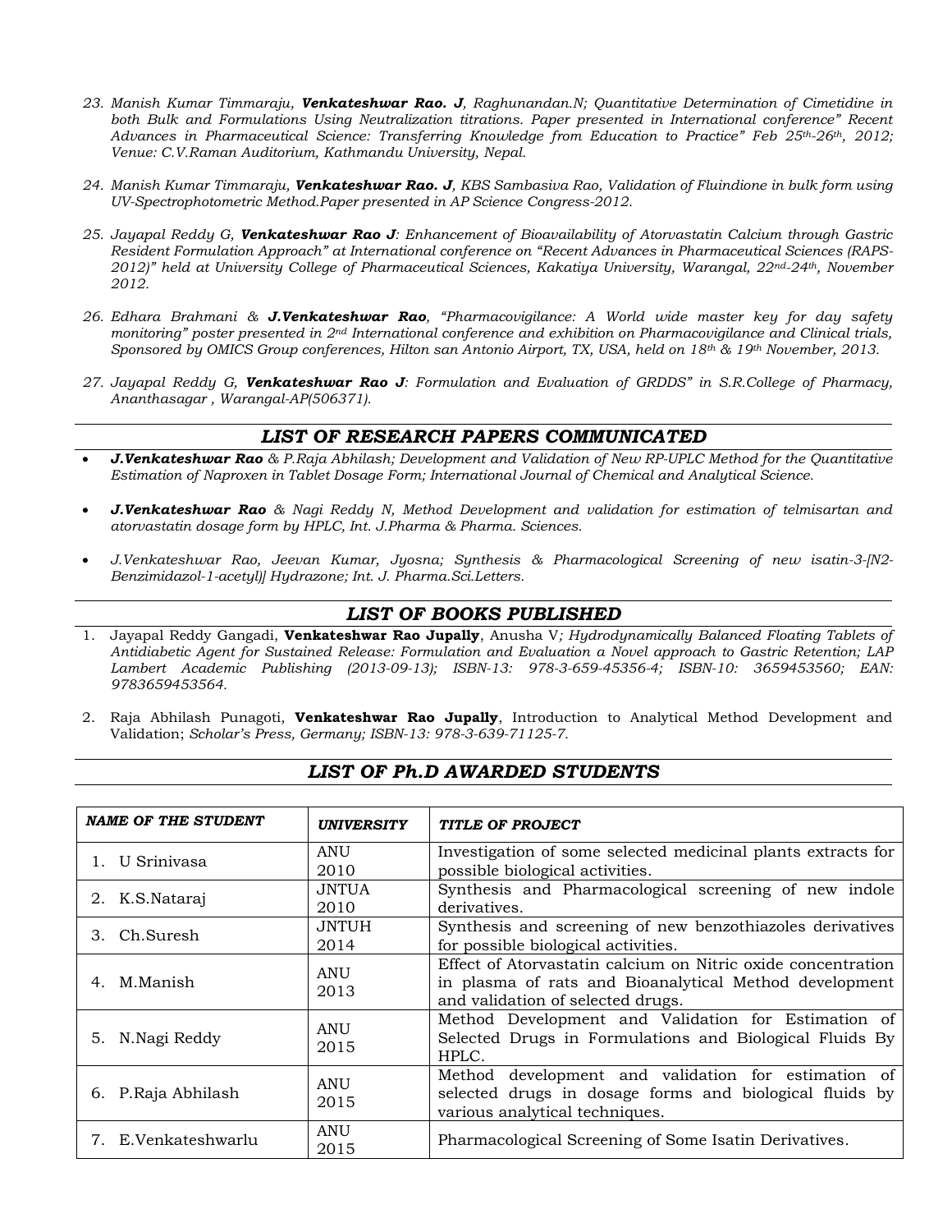23. *Manish Kumar Timmaraju, **Venkateshwar Rao. J**, Raghunandan.N; Quantitative Determination of Cimetidine in both Bulk and Formulations Using Neutralization titrations. Paper presented in International conference" Recent Advances in Pharmaceutical Science: Transferring Knowledge from Education to Practice" Feb 25th-26th, 2012; Venue: C.V.Raman Auditorium, Kathmandu University, Nepal.*

24. *Manish Kumar Timmaraju, **Venkateshwar Rao. J**, KBS Sambasiva Rao, Validation of Fluindione in bulk form using UV-Spectrophotometric Method.Paper presented in AP Science Congress-2012.*

25. *Jayapal Reddy G, **Venkateshwar Rao J**: Enhancement of Bioavailability of Atorvastatin Calcium through Gastric Resident Formulation Approach" at International conference on "Recent Advances in Pharmaceutical Sciences (RAPS-2012)" held at University College of Pharmaceutical Sciences, Kakatiya University, Warangal, 22nd-24th, November 2012.*

26. *Edhara Brahmani & **J.Venkateshwar Rao**, "Pharmacovigilance: A World wide master key for day safety monitoring" poster presented in 2nd International conference and exhibition on Pharmacovigilance and Clinical trials, Sponsored by OMICS Group conferences, Hilton san Antonio Airport, TX, USA, held on 18th & 19th November, 2013.*

27. *Jayapal Reddy G, **Venkateshwar Rao J**: Formulation and Evaluation of GRDDS" in S.R.College of Pharmacy, Ananthasagar , Warangal-AP(506371).*

## LIST OF RESEARCH PAPERS COMMUNICATED

- ***J.Venkateshwar Rao** & P.Raja Abhilash; Development and Validation of New RP-UPLC Method for the Quantitative Estimation of Naproxen in Tablet Dosage Form; International Journal of Chemical and Analytical Science.*
- ***J.Venkateshwar Rao** & Nagi Reddy N, Method Development and validation for estimation of telmisartan and atorvastatin dosage form by HPLC, Int. J.Pharma & Pharma. Sciences.*
- *J.Venkateshwar Rao, Jeevan Kumar, Jyosna; Synthesis & Pharmacological Screening of new isatin-3-[N2-Benzimidazol-1-acetyl)] Hydrazone; Int. J. Pharma.Sci.Letters.*

## LIST OF BOOKS PUBLISHED

1. Jayapal Reddy Gangadi, **Venkateshwar Rao Jupally**, Anusha V*; Hydrodynamically Balanced Floating Tablets of Antidiabetic Agent for Sustained Release: Formulation and Evaluation a Novel approach to Gastric Retention; LAP Lambert Academic Publishing (2013-09-13); ISBN-13: 978-3-659-45356-4; ISBN-10: 3659453560; EAN: 9783659453564.*
2. Raja Abhilash Punagoti, **Venkateshwar Rao Jupally**, Introduction to Analytical Method Development and Validation; *Scholar's Press, Germany; ISBN-13: 978-3-639-71125-7.*

## LIST OF Ph.D AWARDED STUDENTS

| *NAME OF THE STUDENT* | *UNIVERSITY* | *TITLE OF PROJECT* |
|---|---|---|
| 1. U Srinivasa | ANU 2010 | Investigation of some selected medicinal plants extracts for possible biological activities. |
| 2. K.S.Nataraj | JNTUA 2010 | Synthesis and Pharmacological screening of new indole derivatives. |
| 3. Ch.Suresh | JNTUH 2014 | Synthesis and screening of new benzothiazoles derivatives for possible biological activities. |
| 4. M.Manish | ANU 2013 | Effect of Atorvastatin calcium on Nitric oxide concentration in plasma of rats and Bioanalytical Method development and validation of selected drugs. |
| 5. N.Nagi Reddy | ANU 2015 | Method Development and Validation for Estimation of Selected Drugs in Formulations and Biological Fluids By HPLC. |
| 6. P.Raja Abhilash | ANU 2015 | Method development and validation for estimation of selected drugs in dosage forms and biological fluids by various analytical techniques. |
| 7. E.Venkateshwarlu | ANU 2015 | Pharmacological Screening of Some Isatin Derivatives. |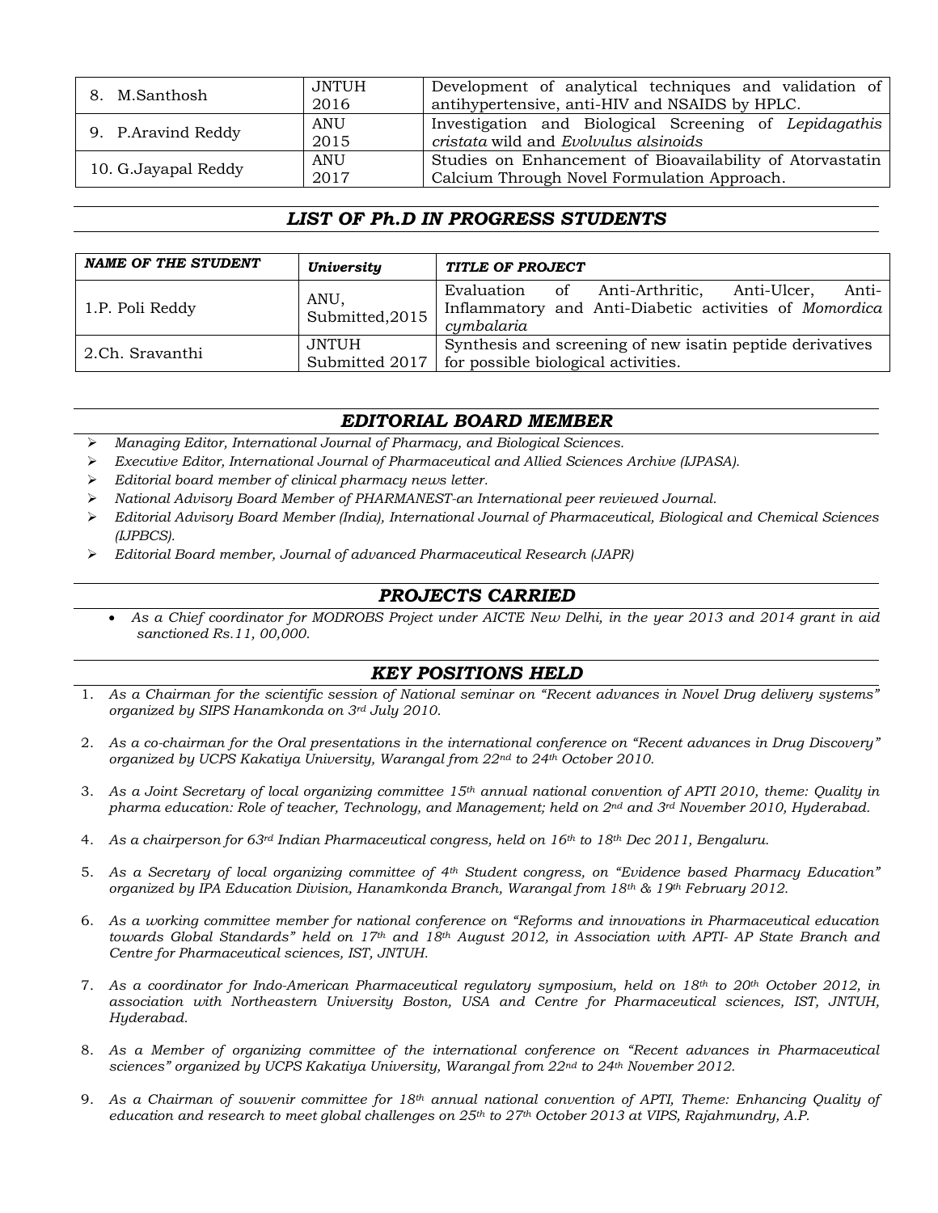| | | |
|---|---|---|
| 8. M.Santhosh | JNTUH 2016 | Development of analytical techniques and validation of antihypertensive, anti-HIV and NSAIDS by HPLC. |
| 9. P.Aravind Reddy | ANU 2015 | Investigation and Biological Screening of *Lepidagathis cristata* wild and *Evolvulus alsinoids* |
| 10. G.Jayapal Reddy | ANU 2017 | Studies on Enhancement of Bioavailability of Atorvastatin Calcium Through Novel Formulation Approach. |

## *LIST OF Ph.D IN PROGRESS STUDENTS*

| ***NAME OF THE STUDENT*** | ***University*** | ***TITLE OF PROJECT*** |
|---|---|---|
| 1.P. Poli Reddy | ANU, Submitted,2015 | Evaluation of Anti-Arthritic, Anti-Ulcer, Anti-Inflammatory and Anti-Diabetic activities of *Momordica cymbalaria* |
| 2.Ch. Sravanthi | JNTUH Submitted 2017 | Synthesis and screening of new isatin peptide derivatives for possible biological activities. |

## *EDITORIAL BOARD MEMBER*

- *Managing Editor, International Journal of Pharmacy, and Biological Sciences.*
- *Executive Editor, International Journal of Pharmaceutical and Allied Sciences Archive (IJPASA).*
- *Editorial board member of clinical pharmacy news letter.*
- *National Advisory Board Member of PHARMANEST-an International peer reviewed Journal.*
- *Editorial Advisory Board Member (India), International Journal of Pharmaceutical, Biological and Chemical Sciences (IJPBCS).*
- *Editorial Board member, Journal of advanced Pharmaceutical Research (JAPR)*

## *PROJECTS CARRIED*

- *As a Chief coordinator for MODROBS Project under AICTE New Delhi, in the year 2013 and 2014 grant in aid sanctioned Rs.11, 00,000.*

## *KEY POSITIONS HELD*

1. *As a Chairman for the scientific session of National seminar on "Recent advances in Novel Drug delivery systems" organized by SIPS Hanamkonda on 3rd July 2010.*
2. *As a co-chairman for the Oral presentations in the international conference on "Recent advances in Drug Discovery" organized by UCPS Kakatiya University, Warangal from 22nd to 24th October 2010.*
3. *As a Joint Secretary of local organizing committee 15th annual national convention of APTI 2010, theme: Quality in pharma education: Role of teacher, Technology, and Management; held on 2nd and 3rd November 2010, Hyderabad.*
4. *As a chairperson for 63rd Indian Pharmaceutical congress, held on 16th to 18th Dec 2011, Bengaluru.*
5. *As a Secretary of local organizing committee of 4th Student congress, on "Evidence based Pharmacy Education" organized by IPA Education Division, Hanamkonda Branch, Warangal from 18th & 19th February 2012.*
6. *As a working committee member for national conference on "Reforms and innovations in Pharmaceutical education towards Global Standards" held on 17th and 18th August 2012, in Association with APTI- AP State Branch and Centre for Pharmaceutical sciences, IST, JNTUH.*
7. *As a coordinator for Indo-American Pharmaceutical regulatory symposium, held on 18th to 20th October 2012, in association with Northeastern University Boston, USA and Centre for Pharmaceutical sciences, IST, JNTUH, Hyderabad.*
8. *As a Member of organizing committee of the international conference on "Recent advances in Pharmaceutical sciences" organized by UCPS Kakatiya University, Warangal from 22nd to 24th November 2012.*
9. *As a Chairman of souvenir committee for 18th annual national convention of APTI, Theme: Enhancing Quality of education and research to meet global challenges on 25th to 27th October 2013 at VIPS, Rajahmundry, A.P.*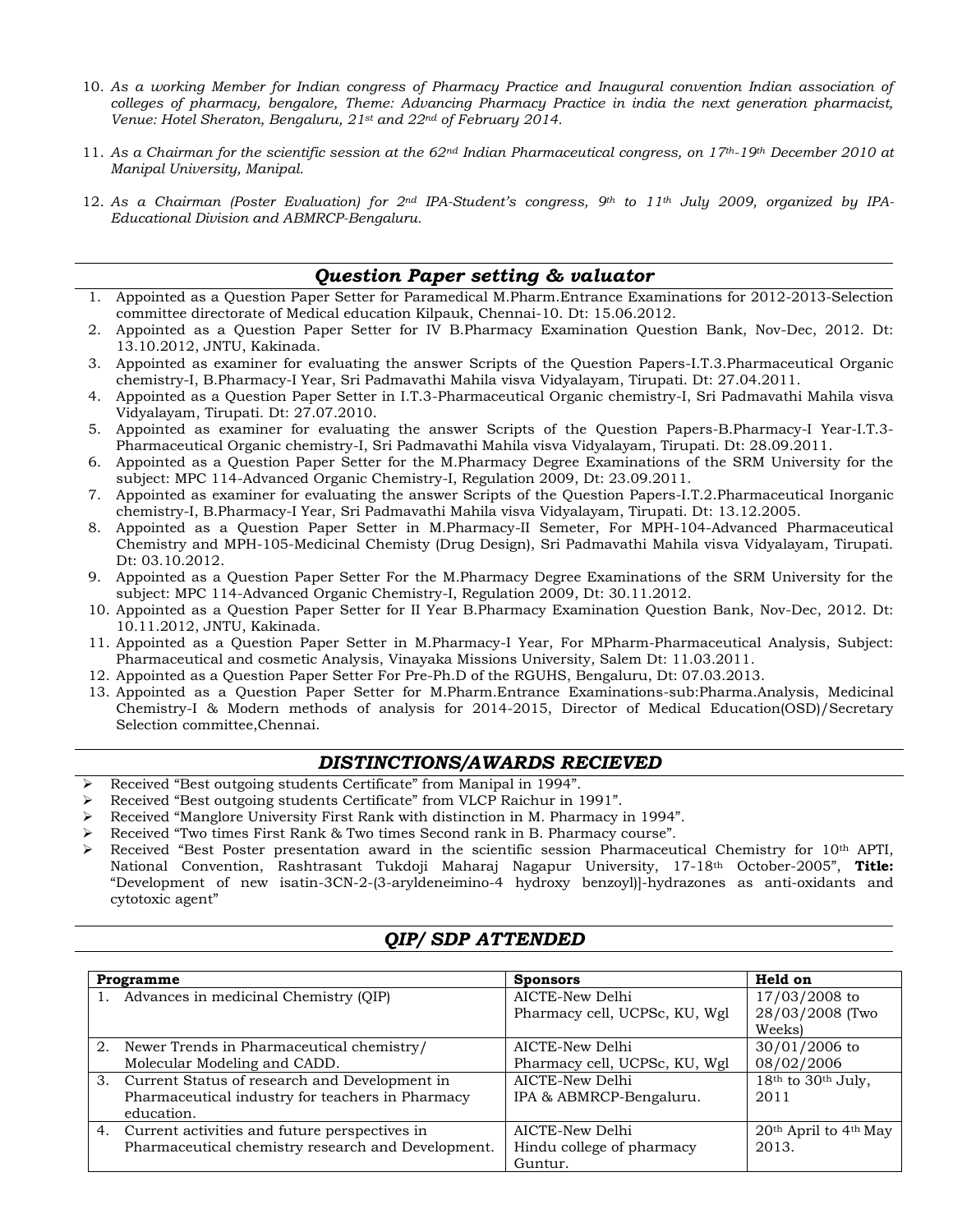10. *As a working Member for Indian congress of Pharmacy Practice and Inaugural convention Indian association of colleges of pharmacy, bengalore, Theme: Advancing Pharmacy Practice in india the next generation pharmacist, Venue: Hotel Sheraton, Bengaluru, 21st and 22nd of February 2014.*

11. *As a Chairman for the scientific session at the 62nd Indian Pharmaceutical congress, on 17th-19th December 2010 at Manipal University, Manipal.*

12. *As a Chairman (Poster Evaluation) for 2nd IPA-Student's congress, 9th to 11th July 2009, organized by IPA-Educational Division and ABMRCP-Bengaluru.*

## *Question Paper setting & valuator*

1. Appointed as a Question Paper Setter for Paramedical M.Pharm.Entrance Examinations for 2012-2013-Selection committee directorate of Medical education Kilpauk, Chennai-10. Dt: 15.06.2012.
2. Appointed as a Question Paper Setter for IV B.Pharmacy Examination Question Bank, Nov-Dec, 2012. Dt: 13.10.2012, JNTU, Kakinada.
3. Appointed as examiner for evaluating the answer Scripts of the Question Papers-I.T.3.Pharmaceutical Organic chemistry-I, B.Pharmacy-I Year, Sri Padmavathi Mahila visva Vidyalayam, Tirupati. Dt: 27.04.2011.
4. Appointed as a Question Paper Setter in I.T.3-Pharmaceutical Organic chemistry-I, Sri Padmavathi Mahila visva Vidyalayam, Tirupati. Dt: 27.07.2010.
5. Appointed as examiner for evaluating the answer Scripts of the Question Papers-B.Pharmacy-I Year-I.T.3-Pharmaceutical Organic chemistry-I, Sri Padmavathi Mahila visva Vidyalayam, Tirupati. Dt: 28.09.2011.
6. Appointed as a Question Paper Setter for the M.Pharmacy Degree Examinations of the SRM University for the subject: MPC 114-Advanced Organic Chemistry-I, Regulation 2009, Dt: 23.09.2011.
7. Appointed as examiner for evaluating the answer Scripts of the Question Papers-I.T.2.Pharmaceutical Inorganic chemistry-I, B.Pharmacy-I Year, Sri Padmavathi Mahila visva Vidyalayam, Tirupati. Dt: 13.12.2005.
8. Appointed as a Question Paper Setter in M.Pharmacy-II Semeter, For MPH-104-Advanced Pharmaceutical Chemistry and MPH-105-Medicinal Chemisty (Drug Design), Sri Padmavathi Mahila visva Vidyalayam, Tirupati. Dt: 03.10.2012.
9. Appointed as a Question Paper Setter For the M.Pharmacy Degree Examinations of the SRM University for the subject: MPC 114-Advanced Organic Chemistry-I, Regulation 2009, Dt: 30.11.2012.
10. Appointed as a Question Paper Setter for II Year B.Pharmacy Examination Question Bank, Nov-Dec, 2012. Dt: 10.11.2012, JNTU, Kakinada.
11. Appointed as a Question Paper Setter in M.Pharmacy-I Year, For MPharm-Pharmaceutical Analysis, Subject: Pharmaceutical and cosmetic Analysis, Vinayaka Missions University, Salem Dt: 11.03.2011.
12. Appointed as a Question Paper Setter For Pre-Ph.D of the RGUHS, Bengaluru, Dt: 07.03.2013.
13. Appointed as a Question Paper Setter for M.Pharm.Entrance Examinations-sub:Pharma.Analysis, Medicinal Chemistry-I & Modern methods of analysis for 2014-2015, Director of Medical Education(OSD)/Secretary Selection committee,Chennai.

## *DISTINCTIONS/AWARDS RECIEVED*

- Received "Best outgoing students Certificate" from Manipal in 1994".
- Received "Best outgoing students Certificate" from VLCP Raichur in 1991".
- Received "Manglore University First Rank with distinction in M. Pharmacy in 1994".
- Received "Two times First Rank & Two times Second rank in B. Pharmacy course".
- Received "Best Poster presentation award in the scientific session Pharmaceutical Chemistry for 10th APTI, National Convention, Rashtrasant Tukdoji Maharaj Nagapur University, 17-18th October-2005", **Title:** "Development of new isatin-3CN-2-(3-aryldeneimino-4 hydroxy benzoyl)]-hydrazones as anti-oxidants and cytotoxic agent"

## *QIP/ SDP ATTENDED*

| Programme | Sponsors | Held on |
|---|---|---|
| 1. Advances in medicinal Chemistry (QIP) | AICTE-New Delhi Pharmacy cell, UCPSc, KU, Wgl | 17/03/2008 to 28/03/2008 (Two Weeks) |
| 2. Newer Trends in Pharmaceutical chemistry/ Molecular Modeling and CADD. | AICTE-New Delhi Pharmacy cell, UCPSc, KU, Wgl | 30/01/2006 to 08/02/2006 |
| 3. Current Status of research and Development in Pharmaceutical industry for teachers in Pharmacy education. | AICTE-New Delhi IPA & ABMRCP-Bengaluru. | 18th to 30th July, 2011 |
| 4. Current activities and future perspectives in Pharmaceutical chemistry research and Development. | AICTE-New Delhi Hindu college of pharmacy Guntur. | 20th April to 4th May 2013. |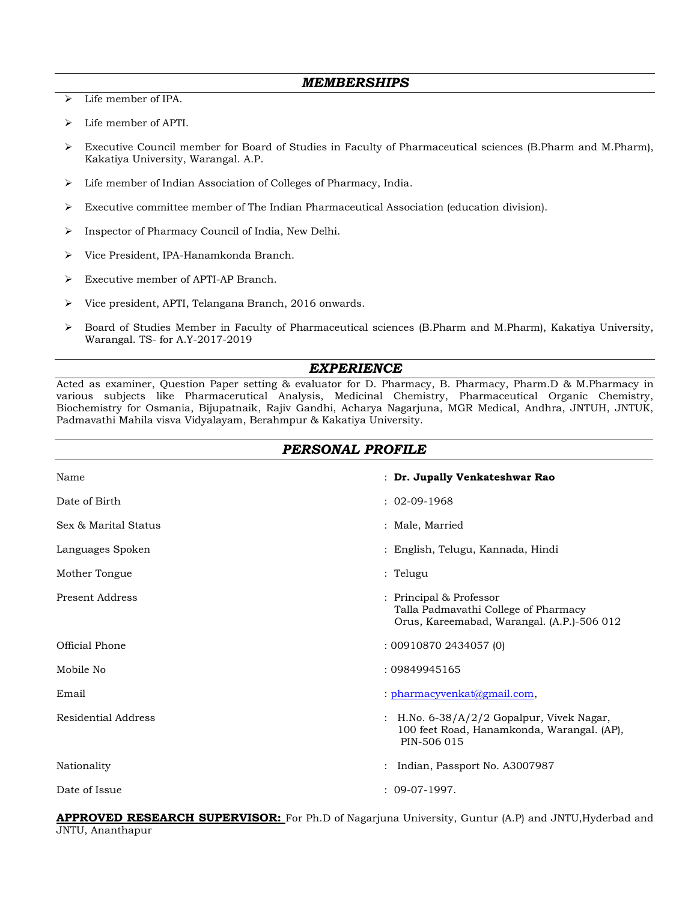## *MEMBERSHIPS*

- Life member of IPA.
- Life member of APTI.
- Executive Council member for Board of Studies in Faculty of Pharmaceutical sciences (B.Pharm and M.Pharm), Kakatiya University, Warangal. A.P.
- Life member of Indian Association of Colleges of Pharmacy, India.
- Executive committee member of The Indian Pharmaceutical Association (education division).
- Inspector of Pharmacy Council of India, New Delhi.
- Vice President, IPA-Hanamkonda Branch.
- Executive member of APTI-AP Branch.
- Vice president, APTI, Telangana Branch, 2016 onwards.
- Board of Studies Member in Faculty of Pharmaceutical sciences (B.Pharm and M.Pharm), Kakatiya University, Warangal. TS- for A.Y-2017-2019

## *EXPERIENCE*

Acted as examiner, Question Paper setting & evaluator for D. Pharmacy, B. Pharmacy, Pharm.D & M.Pharmacy in various subjects like Pharmacerutical Analysis, Medicinal Chemistry, Pharmaceutical Organic Chemistry, Biochemistry for Osmania, Bijupatnaik, Rajiv Gandhi, Acharya Nagarjuna, MGR Medical, Andhra, JNTUH, JNTUK, Padmavathi Mahila visva Vidyalayam, Berahmpur & Kakatiya University.

## *PERSONAL PROFILE*

| | |
|---|---|
| Name | : **Dr. Jupally Venkateshwar Rao** |
| Date of Birth | : 02-09-1968 |
| Sex & Marital Status | : Male, Married |
| Languages Spoken | : English, Telugu, Kannada, Hindi |
| Mother Tongue | : Telugu |
| Present Address | : Principal & Professor<br>Talla Padmavathi College of Pharmacy<br>Orus, Kareemabad, Warangal. (A.P.)-506 012 |
| Official Phone | : 00910870 2434057 (0) |
| Mobile No | : 09849945165 |
| Email | : pharmacyvenkat@gmail.com, |
| Residential Address | : H.No. 6-38/A/2/2 Gopalpur, Vivek Nagar,<br>100 feet Road, Hanamkonda, Warangal. (AP),<br>PIN-506 015 |
| Nationality | : Indian, Passport No. A3007987 |
| Date of Issue | : 09-07-1997. |

**APPROVED RESEARCH SUPERVISOR:** For Ph.D of Nagarjuna University, Guntur (A.P) and JNTU,Hyderbad and JNTU, Ananthapur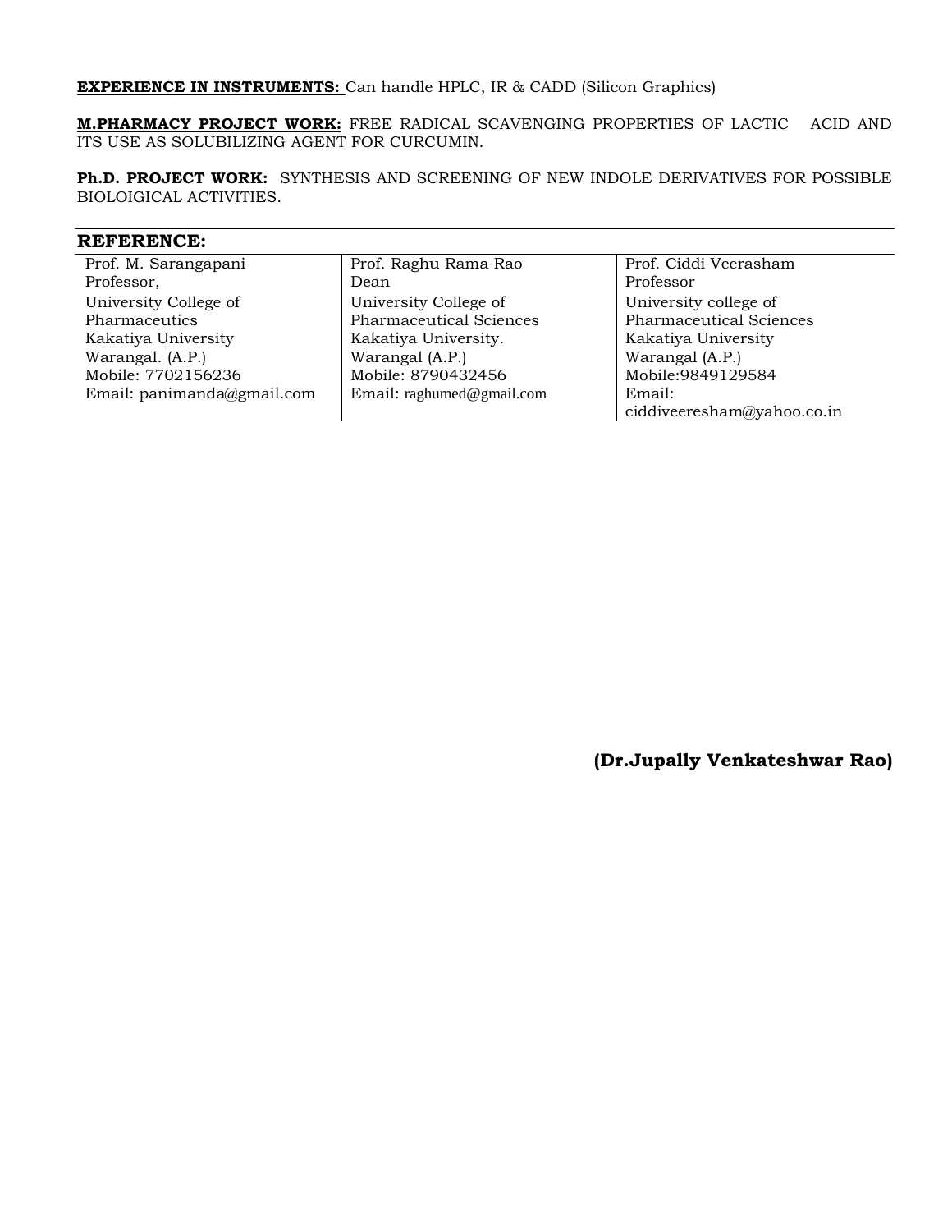**EXPERIENCE IN INSTRUMENTS:** Can handle HPLC, IR & CADD (Silicon Graphics)

**M.PHARMACY PROJECT WORK:** FREE RADICAL SCAVENGING PROPERTIES OF LACTIC ACID AND ITS USE AS SOLUBILIZING AGENT FOR CURCUMIN.

**Ph.D. PROJECT WORK:** SYNTHESIS AND SCREENING OF NEW INDOLE DERIVATIVES FOR POSSIBLE BIOLOIGICAL ACTIVITIES.

## REFERENCE:

| | | |
|---|---|---|
| Prof. M. Sarangapani<br>Professor,<br>University College of Pharmaceutics<br>Kakatiya University<br>Warangal. (A.P.)<br>Mobile: 7702156236<br>Email: panimanda@gmail.com | Prof. Raghu Rama Rao<br>Dean<br>University College of Pharmaceutical Sciences<br>Kakatiya University.<br>Warangal (A.P.)<br>Mobile: 8790432456<br>Email: raghumed@gmail.com | Prof. Ciddi Veerasham<br>Professor<br>University college of Pharmaceutical Sciences<br>Kakatiya University<br>Warangal (A.P.)<br>Mobile:9849129584<br>Email: ciddiveeresham@yahoo.co.in |

**(Dr.Jupally Venkateshwar Rao)**